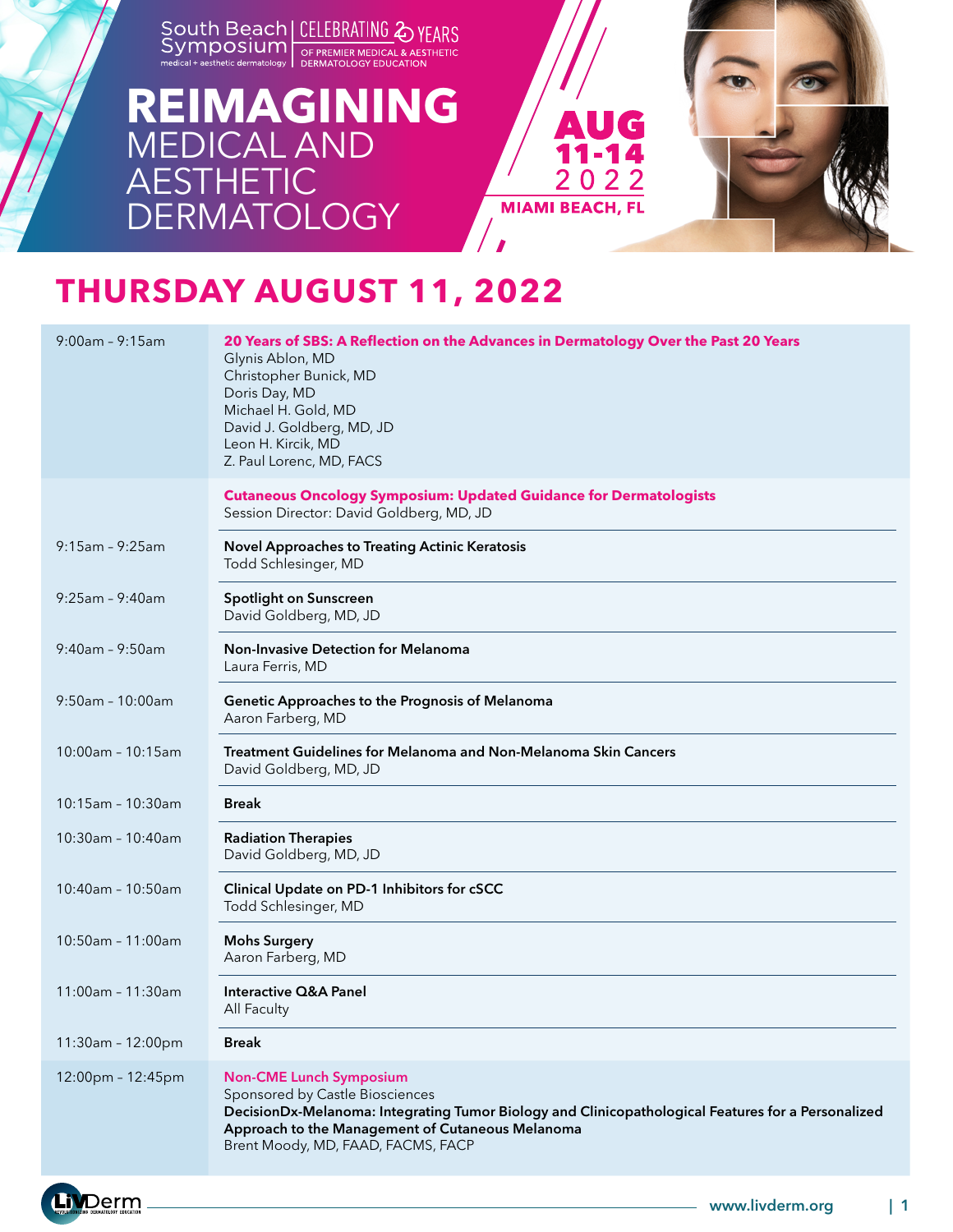South Beach Symposium | CELEBRATING 20 YEARS OF PREMIER MEDICAL & AESTHETIC DERMATOLOGY EDUCATION

medical + aesthetic dermatology

# REIMAGINING MEDICAL AND AESTHETIC DERMATOLOGY

**AUG 11-14 2022**

**MIAMI BEACH, FL**

## THURSDAY AUGUST 11, 2022

| Time | Session |
|---|---|
| 9:00am – 9:15am | **20 Years of SBS: A Reflection on the Advances in Dermatology Over the Past 20 Years**<br>Glynis Ablon, MD<br>Christopher Bunick, MD<br>Doris Day, MD<br>Michael H. Gold, MD<br>David J. Goldberg, MD, JD<br>Leon H. Kircik, MD<br>Z. Paul Lorenc, MD, FACS |
| | **Cutaneous Oncology Symposium: Updated Guidance for Dermatologists**<br>Session Director: David Goldberg, MD, JD |
| 9:15am – 9:25am | **Novel Approaches to Treating Actinic Keratosis**<br>Todd Schlesinger, MD |
| 9:25am – 9:40am | **Spotlight on Sunscreen**<br>David Goldberg, MD, JD |
| 9:40am – 9:50am | **Non-Invasive Detection for Melanoma**<br>Laura Ferris, MD |
| 9:50am – 10:00am | **Genetic Approaches to the Prognosis of Melanoma**<br>Aaron Farberg, MD |
| 10:00am – 10:15am | **Treatment Guidelines for Melanoma and Non-Melanoma Skin Cancers**<br>David Goldberg, MD, JD |
| 10:15am – 10:30am | **Break** |
| 10:30am – 10:40am | **Radiation Therapies**<br>David Goldberg, MD, JD |
| 10:40am – 10:50am | **Clinical Update on PD-1 Inhibitors for cSCC**<br>Todd Schlesinger, MD |
| 10:50am – 11:00am | **Mohs Surgery**<br>Aaron Farberg, MD |
| 11:00am – 11:30am | **Interactive Q&A Panel**<br>All Faculty |
| 11:30am – 12:00pm | **Break** |
| 12:00pm – 12:45pm | **Non-CME Lunch Symposium**<br>Sponsored by Castle Biosciences<br>**DecisionDx-Melanoma: Integrating Tumor Biology and Clinicopathological Features for a Personalized Approach to the Management of Cutaneous Melanoma**<br>Brent Moody, MD, FAAD, FACMS, FACP |

LiVDerm

www.livderm.org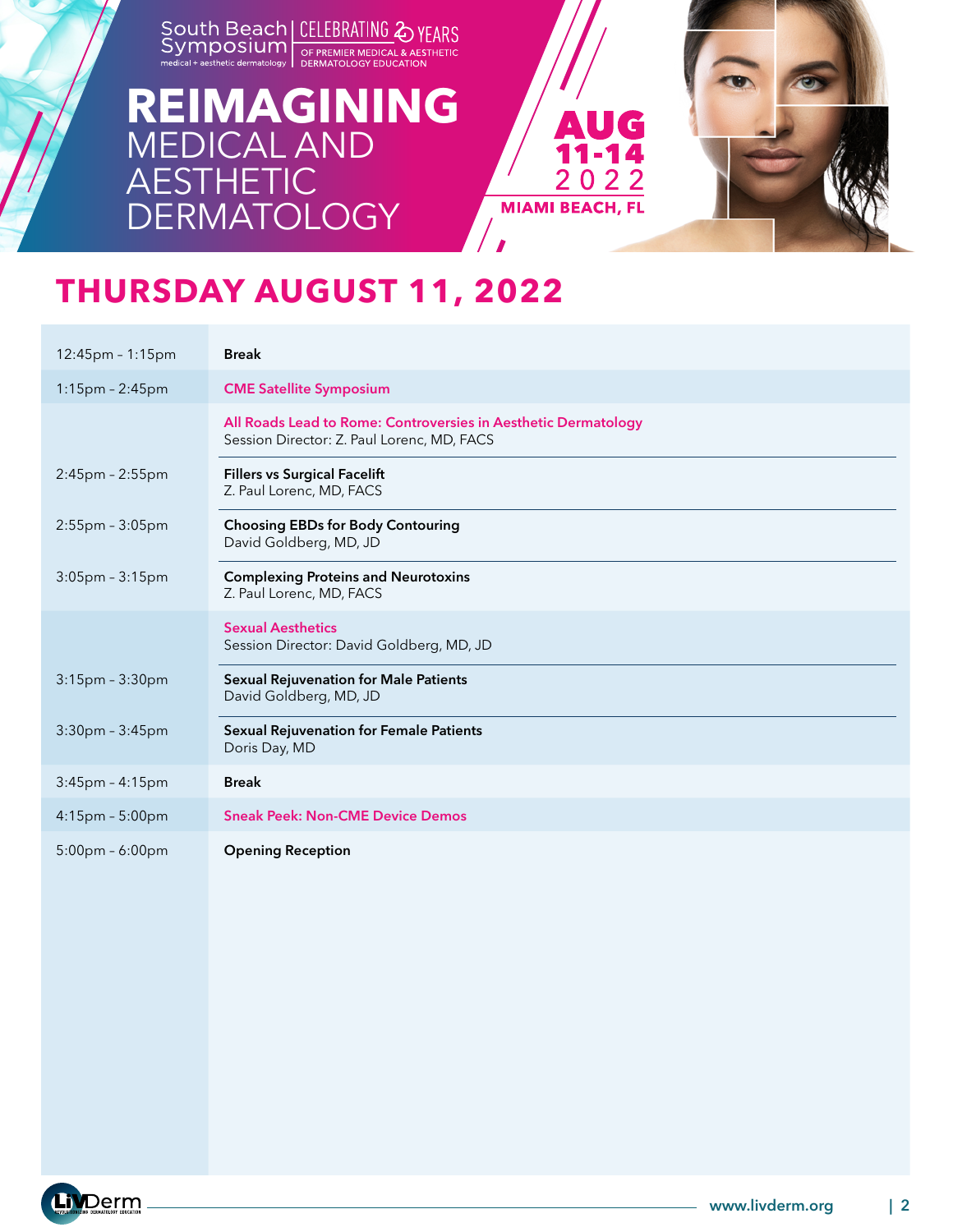South Beach Symposium | CELEBRATING 20 YEARS OF PREMIER MEDICAL & AESTHETIC DERMATOLOGY EDUCATION

medical + aesthetic dermatology

# REIMAGINING MEDICAL AND AESTHETIC DERMATOLOGY

AUG 11-14 2022
MIAMI BEACH, FL

## THURSDAY AUGUST 11, 2022

| Time | Session |
|---|---|
| 12:45pm – 1:15pm | **Break** |
| 1:15pm – 2:45pm | **CME Satellite Symposium** |
| | **All Roads Lead to Rome: Controversies in Aesthetic Dermatology**<br>Session Director: Z. Paul Lorenc, MD, FACS |
| 2:45pm – 2:55pm | **Fillers vs Surgical Facelift**<br>Z. Paul Lorenc, MD, FACS |
| 2:55pm – 3:05pm | **Choosing EBDs for Body Contouring**<br>David Goldberg, MD, JD |
| 3:05pm – 3:15pm | **Complexing Proteins and Neurotoxins**<br>Z. Paul Lorenc, MD, FACS |
| | **Sexual Aesthetics**<br>Session Director: David Goldberg, MD, JD |
| 3:15pm – 3:30pm | **Sexual Rejuvenation for Male Patients**<br>David Goldberg, MD, JD |
| 3:30pm – 3:45pm | **Sexual Rejuvenation for Female Patients**<br>Doris Day, MD |
| 3:45pm – 4:15pm | **Break** |
| 4:15pm – 5:00pm | **Sneak Peek: Non-CME Device Demos** |
| 5:00pm – 6:00pm | **Opening Reception** |

LivDerm
www.livderm.org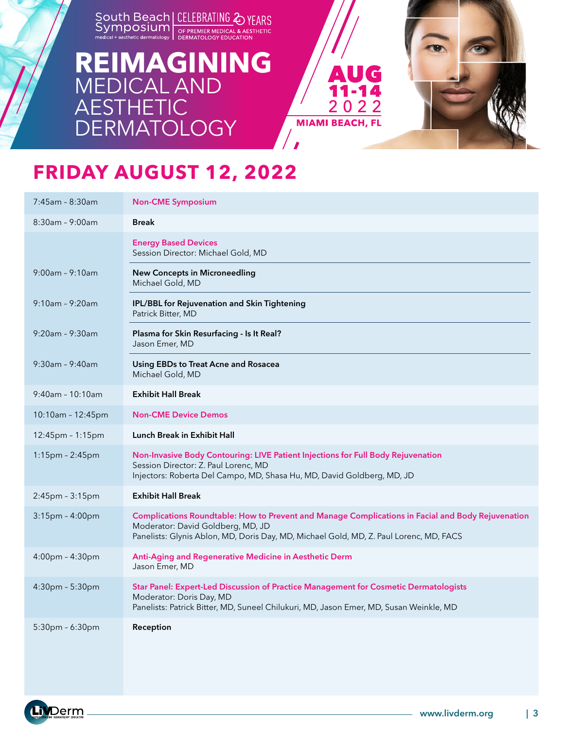South Beach Symposium | CELEBRATING 20 YEARS OF PREMIER MEDICAL & AESTHETIC DERMATOLOGY EDUCATION

medical + aesthetic dermatology

# REIMAGINING MEDICAL AND AESTHETIC DERMATOLOGY

**AUG 11-14 2022**
**MIAMI BEACH, FL**

## FRIDAY AUGUST 12, 2022

| Time | Session |
|---|---|
| 7:45am - 8:30am | Non-CME Symposium |
| 8:30am - 9:00am | **Break** |
| | Energy Based Devices<br>Session Director: Michael Gold, MD |
| 9:00am - 9:10am | **New Concepts in Microneedling**<br>Michael Gold, MD |
| 9:10am - 9:20am | **IPL/BBL for Rejuvenation and Skin Tightening**<br>Patrick Bitter, MD |
| 9:20am - 9:30am | **Plasma for Skin Resurfacing - Is It Real?**<br>Jason Emer, MD |
| 9:30am - 9:40am | **Using EBDs to Treat Acne and Rosacea**<br>Michael Gold, MD |
| 9:40am - 10:10am | **Exhibit Hall Break** |
| 10:10am - 12:45pm | Non-CME Device Demos |
| 12:45pm - 1:15pm | **Lunch Break in Exhibit Hall** |
| 1:15pm - 2:45pm | Non-Invasive Body Contouring: LIVE Patient Injections for Full Body Rejuvenation<br>Session Director: Z. Paul Lorenc, MD<br>Injectors: Roberta Del Campo, MD, Shasa Hu, MD, David Goldberg, MD, JD |
| 2:45pm - 3:15pm | **Exhibit Hall Break** |
| 3:15pm - 4:00pm | Complications Roundtable: How to Prevent and Manage Complications in Facial and Body Rejuvenation<br>Moderator: David Goldberg, MD, JD<br>Panelists: Glynis Ablon, MD, Doris Day, MD, Michael Gold, MD, Z. Paul Lorenc, MD, FACS |
| 4:00pm - 4:30pm | Anti-Aging and Regenerative Medicine in Aesthetic Derm<br>Jason Emer, MD |
| 4:30pm - 5:30pm | Star Panel: Expert-Led Discussion of Practice Management for Cosmetic Dermatologists<br>Moderator: Doris Day, MD<br>Panelists: Patrick Bitter, MD, Suneel Chilukuri, MD, Jason Emer, MD, Susan Weinkle, MD |
| 5:30pm - 6:30pm | **Reception** |

LivDerm — www.livderm.org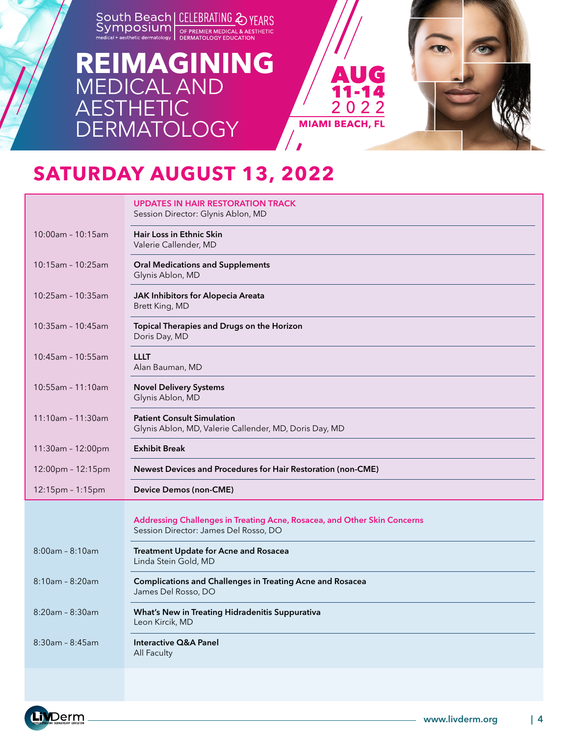South Beach Symposium | CELEBRATING 20 YEARS OF PREMIER MEDICAL & AESTHETIC DERMATOLOGY EDUCATION

medical + aesthetic dermatology

# REIMAGINING MEDICAL AND AESTHETIC DERMATOLOGY

**AUG 11-14 2022**

**MIAMI BEACH, FL**

## SATURDAY AUGUST 13, 2022

| Time | Session |
|---|---|
| | **UPDATES IN HAIR RESTORATION TRACK**<br>Session Director: Glynis Ablon, MD |
| 10:00am - 10:15am | **Hair Loss in Ethnic Skin**<br>Valerie Callender, MD |
| 10:15am - 10:25am | **Oral Medications and Supplements**<br>Glynis Ablon, MD |
| 10:25am - 10:35am | **JAK Inhibitors for Alopecia Areata**<br>Brett King, MD |
| 10:35am - 10:45am | **Topical Therapies and Drugs on the Horizon**<br>Doris Day, MD |
| 10:45am - 10:55am | **LLLT**<br>Alan Bauman, MD |
| 10:55am - 11:10am | **Novel Delivery Systems**<br>Glynis Ablon, MD |
| 11:10am - 11:30am | **Patient Consult Simulation**<br>Glynis Ablon, MD, Valerie Callender, MD, Doris Day, MD |
| 11:30am - 12:00pm | **Exhibit Break** |
| 12:00pm - 12:15pm | **Newest Devices and Procedures for Hair Restoration (non-CME)** |
| 12:15pm - 1:15pm | **Device Demos (non-CME)** |

| Time | Session |
|---|---|
| | **Addressing Challenges in Treating Acne, Rosacea, and Other Skin Concerns**<br>Session Director: James Del Rosso, DO |
| 8:00am - 8:10am | **Treatment Update for Acne and Rosacea**<br>Linda Stein Gold, MD |
| 8:10am - 8:20am | **Complications and Challenges in Treating Acne and Rosacea**<br>James Del Rosso, DO |
| 8:20am - 8:30am | **What's New in Treating Hidradenitis Suppurativa**<br>Leon Kircik, MD |
| 8:30am - 8:45am | **Interactive Q&A Panel**<br>All Faculty |

www.livderm.org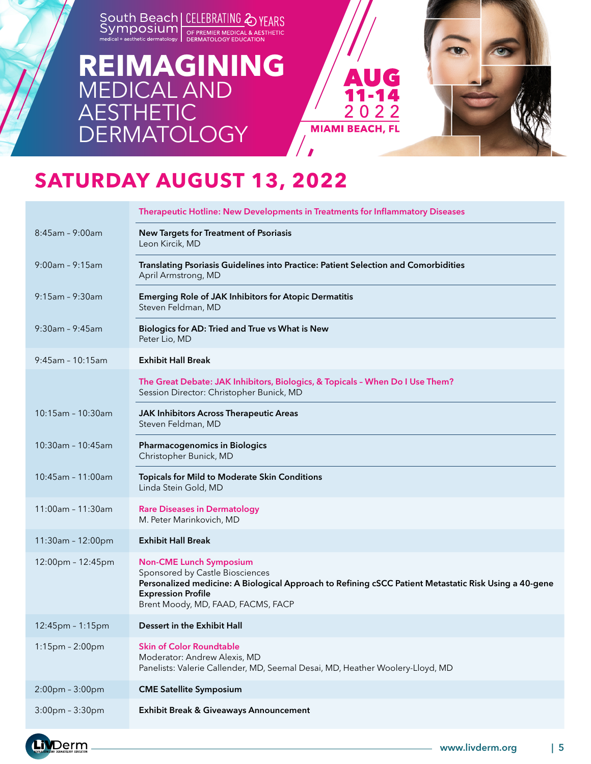South Beach Symposium | CELEBRATING 20 YEARS OF PREMIER MEDICAL & AESTHETIC DERMATOLOGY EDUCATION

medical + aesthetic dermatology

# REIMAGINING MEDICAL AND AESTHETIC DERMATOLOGY

AUG 11-14 2022

MIAMI BEACH, FL

## SATURDAY AUGUST 13, 2022

| Time | Session |
|---|---|
| | **Therapeutic Hotline: New Developments in Treatments for Inflammatory Diseases** |
| 8:45am - 9:00am | **New Targets for Treatment of Psoriasis**<br>Leon Kircik, MD |
| 9:00am - 9:15am | **Translating Psoriasis Guidelines into Practice: Patient Selection and Comorbidities**<br>April Armstrong, MD |
| 9:15am - 9:30am | **Emerging Role of JAK Inhibitors for Atopic Dermatitis**<br>Steven Feldman, MD |
| 9:30am - 9:45am | **Biologics for AD: Tried and True vs What is New**<br>Peter Lio, MD |
| 9:45am - 10:15am | **Exhibit Hall Break** |
| | **The Great Debate: JAK Inhibitors, Biologics, & Topicals – When Do I Use Them?**<br>Session Director: Christopher Bunick, MD |
| 10:15am - 10:30am | **JAK Inhibitors Across Therapeutic Areas**<br>Steven Feldman, MD |
| 10:30am - 10:45am | **Pharmacogenomics in Biologics**<br>Christopher Bunick, MD |
| 10:45am - 11:00am | **Topicals for Mild to Moderate Skin Conditions**<br>Linda Stein Gold, MD |
| 11:00am - 11:30am | **Rare Diseases in Dermatology**<br>M. Peter Marinkovich, MD |
| 11:30am - 12:00pm | **Exhibit Hall Break** |
| 12:00pm - 12:45pm | **Non-CME Lunch Symposium**<br>Sponsored by Castle Biosciences<br>**Personalized medicine: A Biological Approach to Refining cSCC Patient Metastatic Risk Using a 40-gene Expression Profile**<br>Brent Moody, MD, FAAD, FACMS, FACP |
| 12:45pm - 1:15pm | **Dessert in the Exhibit Hall** |
| 1:15pm - 2:00pm | **Skin of Color Roundtable**<br>Moderator: Andrew Alexis, MD<br>Panelists: Valerie Callender, MD, Seemal Desai, MD, Heather Woolery-Lloyd, MD |
| 2:00pm - 3:00pm | **CME Satellite Symposium** |
| 3:00pm - 3:30pm | **Exhibit Break & Giveaways Announcement** |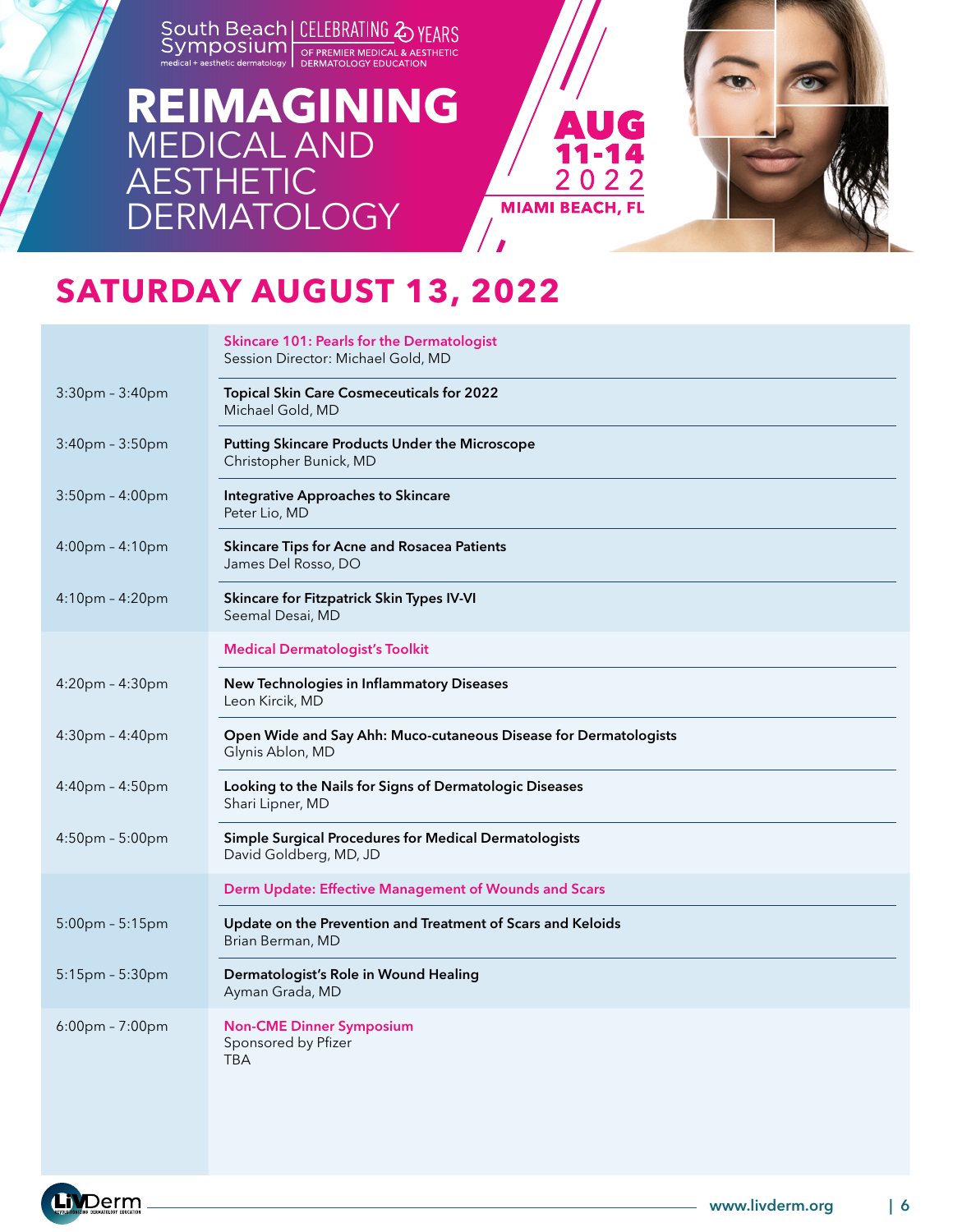South Beach Symposium
medical + aesthetic dermatology

CELEBRATING 20 YEARS OF PREMIER MEDICAL & AESTHETIC DERMATOLOGY EDUCATION

# REIMAGINING MEDICAL AND AESTHETIC DERMATOLOGY

AUG 11-14 2022
MIAMI BEACH, FL

## SATURDAY AUGUST 13, 2022

| Time | Session |
|---|---|
| | **Skincare 101: Pearls for the Dermatologist**<br>Session Director: Michael Gold, MD |
| 3:30pm - 3:40pm | **Topical Skin Care Cosmeceuticals for 2022**<br>Michael Gold, MD |
| 3:40pm - 3:50pm | **Putting Skincare Products Under the Microscope**<br>Christopher Bunick, MD |
| 3:50pm - 4:00pm | **Integrative Approaches to Skincare**<br>Peter Lio, MD |
| 4:00pm - 4:10pm | **Skincare Tips for Acne and Rosacea Patients**<br>James Del Rosso, DO |
| 4:10pm - 4:20pm | **Skincare for Fitzpatrick Skin Types IV-VI**<br>Seemal Desai, MD |
| | **Medical Dermatologist's Toolkit** |
| 4:20pm - 4:30pm | **New Technologies in Inflammatory Diseases**<br>Leon Kircik, MD |
| 4:30pm - 4:40pm | **Open Wide and Say Ahh: Muco-cutaneous Disease for Dermatologists**<br>Glynis Ablon, MD |
| 4:40pm - 4:50pm | **Looking to the Nails for Signs of Dermatologic Diseases**<br>Shari Lipner, MD |
| 4:50pm - 5:00pm | **Simple Surgical Procedures for Medical Dermatologists**<br>David Goldberg, MD, JD |
| | **Derm Update: Effective Management of Wounds and Scars** |
| 5:00pm - 5:15pm | **Update on the Prevention and Treatment of Scars and Keloids**<br>Brian Berman, MD |
| 5:15pm - 5:30pm | **Dermatologist's Role in Wound Healing**<br>Ayman Grada, MD |
| 6:00pm - 7:00pm | **Non-CME Dinner Symposium**<br>Sponsored by Pfizer<br>TBA |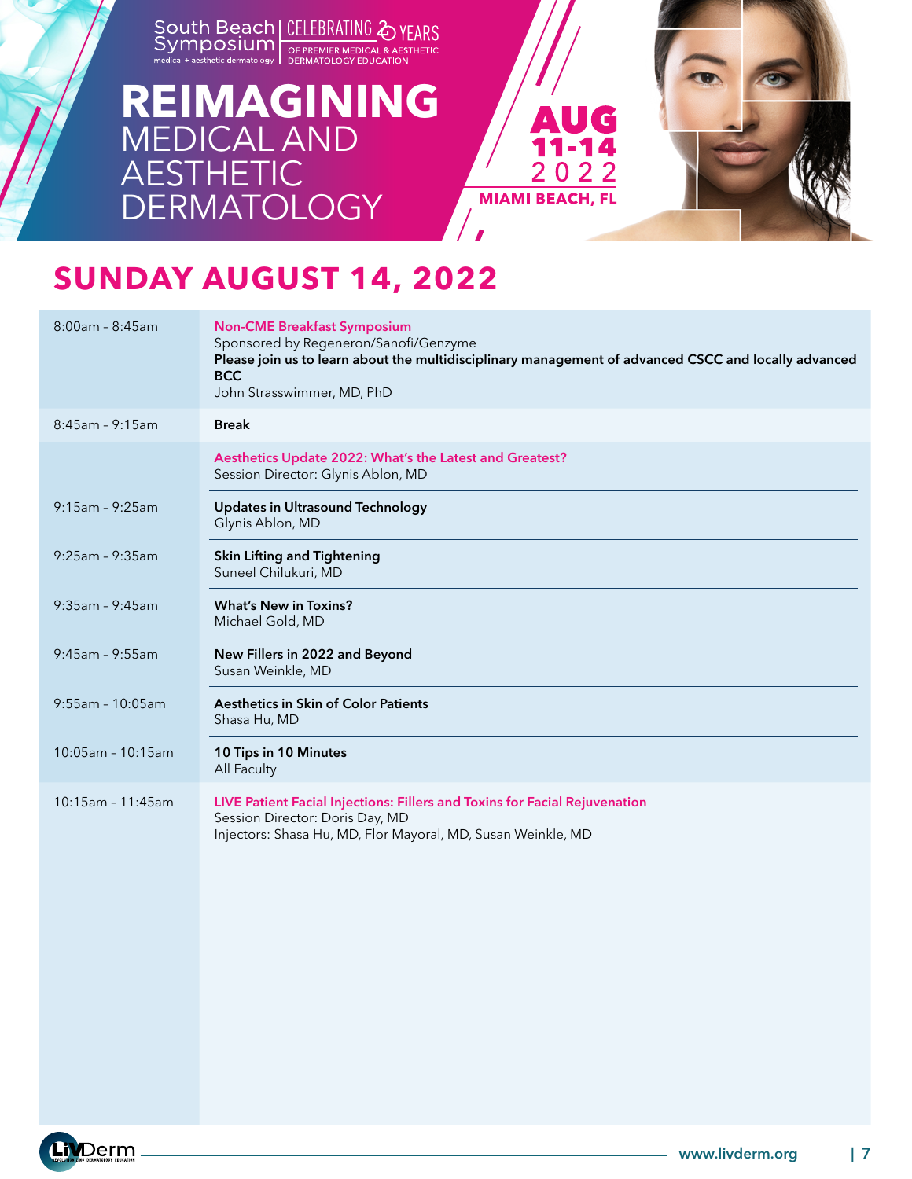South Beach Symposium | CELEBRATING 20 YEARS OF PREMIER MEDICAL & AESTHETIC DERMATOLOGY EDUCATION

medical + aesthetic dermatology

# REIMAGINING MEDICAL AND AESTHETIC DERMATOLOGY

AUG 11-14 2022

MIAMI BEACH, FL

## SUNDAY AUGUST 14, 2022

| | |
|---|---|
| 8:00am – 8:45am | **Non-CME Breakfast Symposium**<br>Sponsored by Regeneron/Sanofi/Genzyme<br>**Please join us to learn about the multidisciplinary management of advanced CSCC and locally advanced BCC**<br>John Strasswimmer, MD, PhD |
| 8:45am – 9:15am | **Break** |
| | **Aesthetics Update 2022: What's the Latest and Greatest?**<br>Session Director: Glynis Ablon, MD |
| 9:15am – 9:25am | **Updates in Ultrasound Technology**<br>Glynis Ablon, MD |
| 9:25am – 9:35am | **Skin Lifting and Tightening**<br>Suneel Chilukuri, MD |
| 9:35am – 9:45am | **What's New in Toxins?**<br>Michael Gold, MD |
| 9:45am – 9:55am | **New Fillers in 2022 and Beyond**<br>Susan Weinkle, MD |
| 9:55am – 10:05am | **Aesthetics in Skin of Color Patients**<br>Shasa Hu, MD |
| 10:05am – 10:15am | **10 Tips in 10 Minutes**<br>All Faculty |
| 10:15am – 11:45am | **LIVE Patient Facial Injections: Fillers and Toxins for Facial Rejuvenation**<br>Session Director: Doris Day, MD<br>Injectors: Shasa Hu, MD, Flor Mayoral, MD, Susan Weinkle, MD |

LivDerm

www.livderm.org